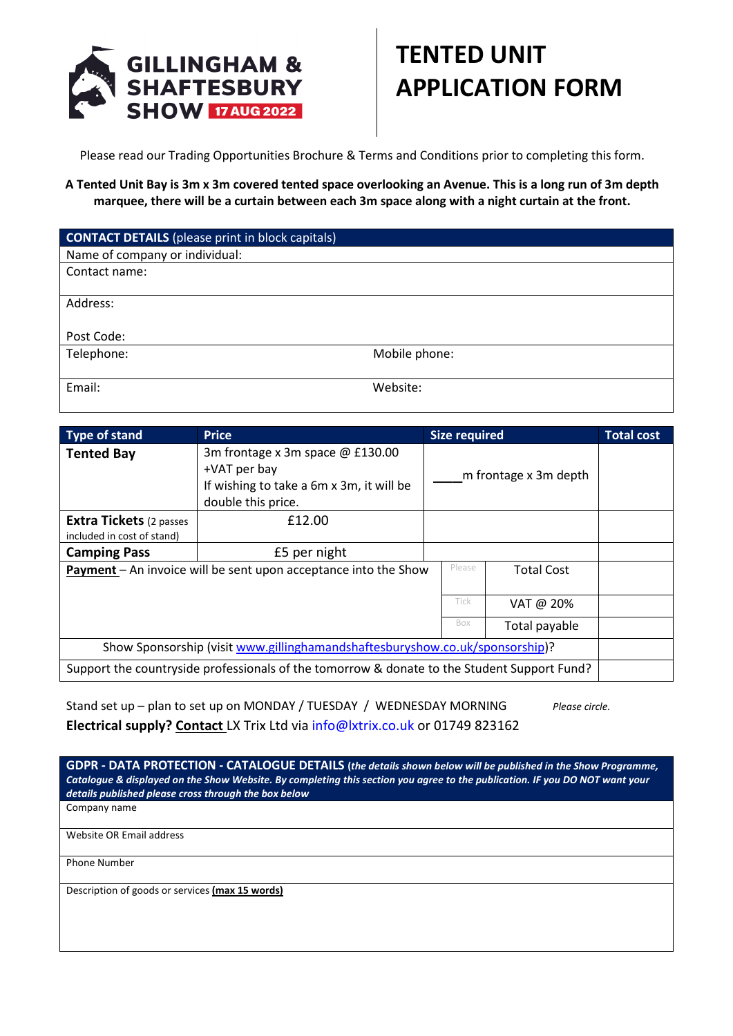GILLINGHAM & SHAFTESBURY SHOW 17 AUG 2022

# TENTED UNIT APPLICATION FORM

Please read our Trading Opportunities Brochure & Terms and Conditions prior to completing this form.

**A Tented Unit Bay is 3m x 3m covered tented space overlooking an Avenue. This is a long run of 3m depth marquee, there will be a curtain between each 3m space along with a night curtain at the front.**

| **CONTACT DETAILS** (please print in block capitals) | |
|---|---|
| Name of company or individual: | |
| Contact name: | |
| Address:<br><br>Post Code: | |
| Telephone: | Mobile phone: |
| Email: | Website: |

| Type of stand | Price | Size required | | Total cost |
|---|---|---|---|---|
| **Tented Bay** | 3m frontage x 3m space @ £130.00 +VAT per bay<br>If wishing to take a 6m x 3m, it will be double this price. | ____m frontage x 3m depth | | |
| **Extra Tickets** (2 passes included in cost of stand) | £12.00 | | | |
| **Camping Pass** | £5 per night | | | |
| **Payment** – An invoice will be sent upon acceptance into the Show | | Please | Total Cost | |
| | | Tick | VAT @ 20% | |
| | | Box | Total payable | |
| Show Sponsorship (visit www.gillinghamandshaftesburyshow.co.uk/sponsorship)? | | | | |
| Support the countryside professionals of the tomorrow & donate to the Student Support Fund? | | | | |

Stand set up – plan to set up on MONDAY / TUESDAY / WEDNESDAY MORNING *Please circle.*

**Electrical supply? Contact** LX Trix Ltd via info@lxtrix.co.uk or 01749 823162

| **GDPR - DATA PROTECTION - CATALOGUE DETAILS** (*the details shown below will be published in the Show Programme, Catalogue & displayed on the Show Website. By completing this section you agree to the publication. IF you DO NOT want your details published please cross through the box below*) |
|---|
| Company name |
| Website OR Email address |
| Phone Number |
| Description of goods or services **(max 15 words)** |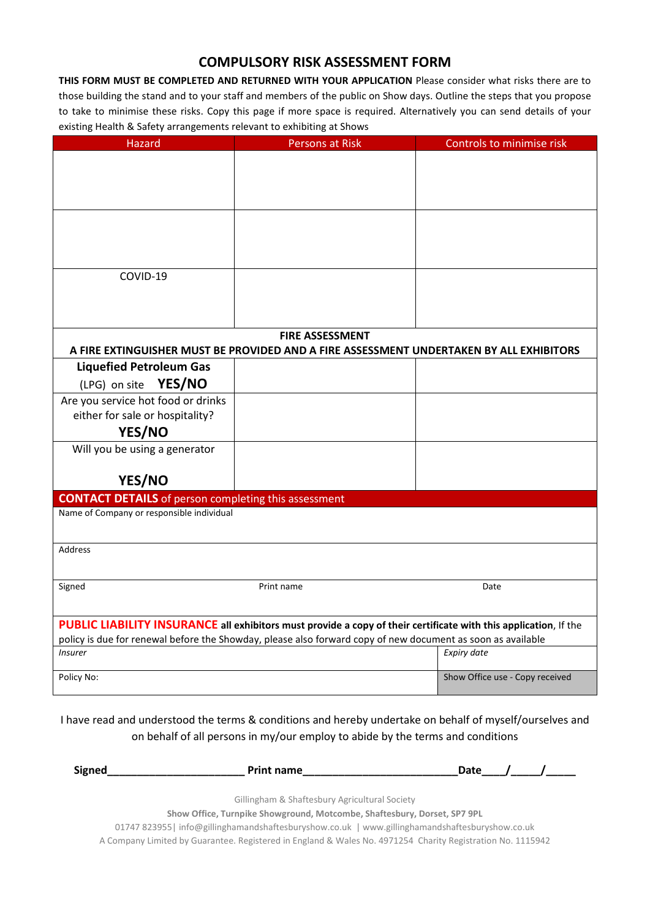# COMPULSORY RISK ASSESSMENT FORM

**THIS FORM MUST BE COMPLETED AND RETURNED WITH YOUR APPLICATION** Please consider what risks there are to those building the stand and to your staff and members of the public on Show days. Outline the steps that you propose to take to minimise these risks. Copy this page if more space is required. Alternatively you can send details of your existing Health & Safety arrangements relevant to exhibiting at Shows

| Hazard | Persons at Risk | Controls to minimise risk |
|---|---|---|
| | | |
| | | |
| COVID-19 | | |

**FIRE ASSESSMENT**
**A FIRE EXTINGUISHER MUST BE PROVIDED AND A FIRE ASSESSMENT UNDERTAKEN BY ALL EXHIBITORS**

| | | |
|---|---|---|
| **Liquefied Petroleum Gas** (LPG) on site **YES/NO** | | |
| Are you service hot food or drinks either for sale or hospitality? **YES/NO** | | |
| Will you be using a generator **YES/NO** | | |

**CONTACT DETAILS** of person completing this assessment

| | | |
|---|---|---|
| Name of Company or responsible individual | | |
| Address | | |
| Signed | Print name | Date |

**PUBLIC LIABILITY INSURANCE all exhibitors must provide a copy of their certificate with this application**, If the policy is due for renewal before the Showday, please also forward copy of new document as soon as available

| | |
|---|---|
| *Insurer* | *Expiry date* |
| Policy No: | Show Office use - Copy received |

I have read and understood the terms & conditions and hereby undertake on behalf of myself/ourselves and on behalf of all persons in my/our employ to abide by the terms and conditions

**Signed**______________________ **Print name**_________________________ **Date**____/_____/_____

Gillingham & Shaftesbury Agricultural Society
Show Office, Turnpike Showground, Motcombe, Shaftesbury, Dorset, SP7 9PL
01747 823955| info@gillinghamandshaftesburyshow.co.uk | www.gillinghamandshaftesburyshow.co.uk
A Company Limited by Guarantee. Registered in England & Wales No. 4971254 Charity Registration No. 1115942